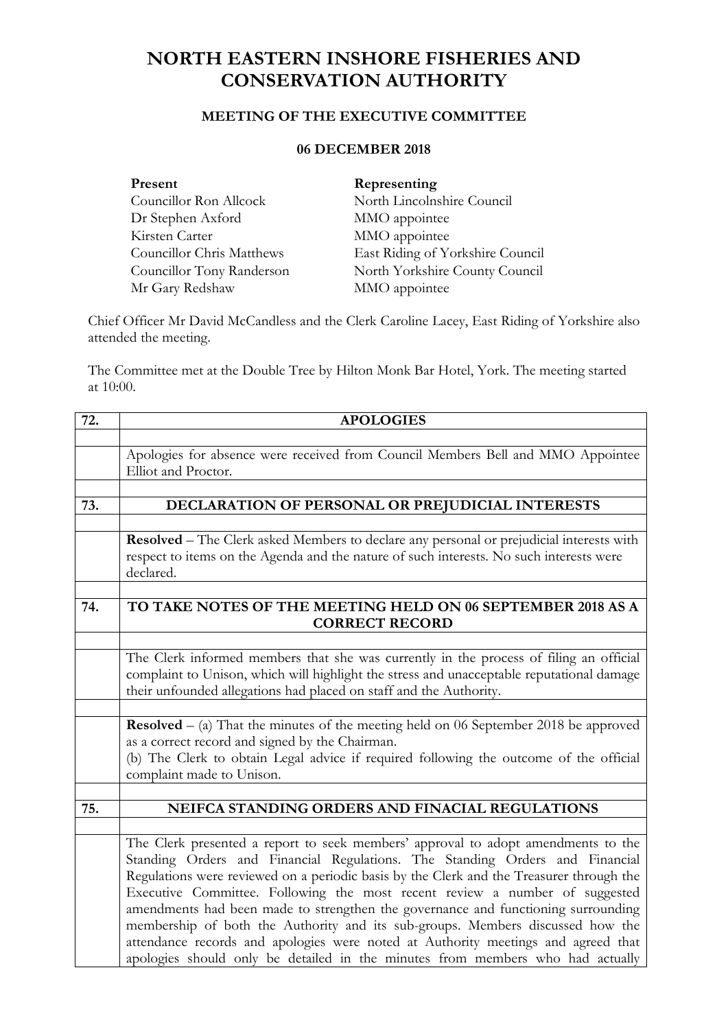# NORTH EASTERN INSHORE FISHERIES AND CONSERVATION AUTHORITY

## MEETING OF THE EXECUTIVE COMMITTEE

### 06 DECEMBER 2018

| Present | Representing |
|---|---|
| Councillor Ron Allcock | North Lincolnshire Council |
| Dr Stephen Axford | MMO appointee |
| Kirsten Carter | MMO appointee |
| Councillor Chris Matthews | East Riding of Yorkshire Council |
| Councillor Tony Randerson | North Yorkshire County Council |
| Mr Gary Redshaw | MMO appointee |

Chief Officer Mr David McCandless and the Clerk Caroline Lacey, East Riding of Yorkshire also attended the meeting.

The Committee met at the Double Tree by Hilton Monk Bar Hotel, York. The meeting started at 10:00.

| | |
|---|---|
| **72.** | **APOLOGIES** |
| | |
| | Apologies for absence were received from Council Members Bell and MMO Appointee Elliot and Proctor. |
| | |
| **73.** | **DECLARATION OF PERSONAL OR PREJUDICIAL INTERESTS** |
| | |
| | **Resolved** – The Clerk asked Members to declare any personal or prejudicial interests with respect to items on the Agenda and the nature of such interests. No such interests were declared. |
| | |
| **74.** | **TO TAKE NOTES OF THE MEETING HELD ON 06 SEPTEMBER 2018 AS A CORRECT RECORD** |
| | |
| | The Clerk informed members that she was currently in the process of filing an official complaint to Unison, which will highlight the stress and unacceptable reputational damage their unfounded allegations had placed on staff and the Authority. |
| | |
| | **Resolved** – (a) That the minutes of the meeting held on 06 September 2018 be approved as a correct record and signed by the Chairman.<br>(b) The Clerk to obtain Legal advice if required following the outcome of the official complaint made to Unison. |
| | |
| **75.** | **NEIFCA STANDING ORDERS AND FINACIAL REGULATIONS** |
| | |
| | The Clerk presented a report to seek members' approval to adopt amendments to the Standing Orders and Financial Regulations. The Standing Orders and Financial Regulations were reviewed on a periodic basis by the Clerk and the Treasurer through the Executive Committee. Following the most recent review a number of suggested amendments had been made to strengthen the governance and functioning surrounding membership of both the Authority and its sub-groups. Members discussed how the attendance records and apologies were noted at Authority meetings and agreed that apologies should only be detailed in the minutes from members who had actually |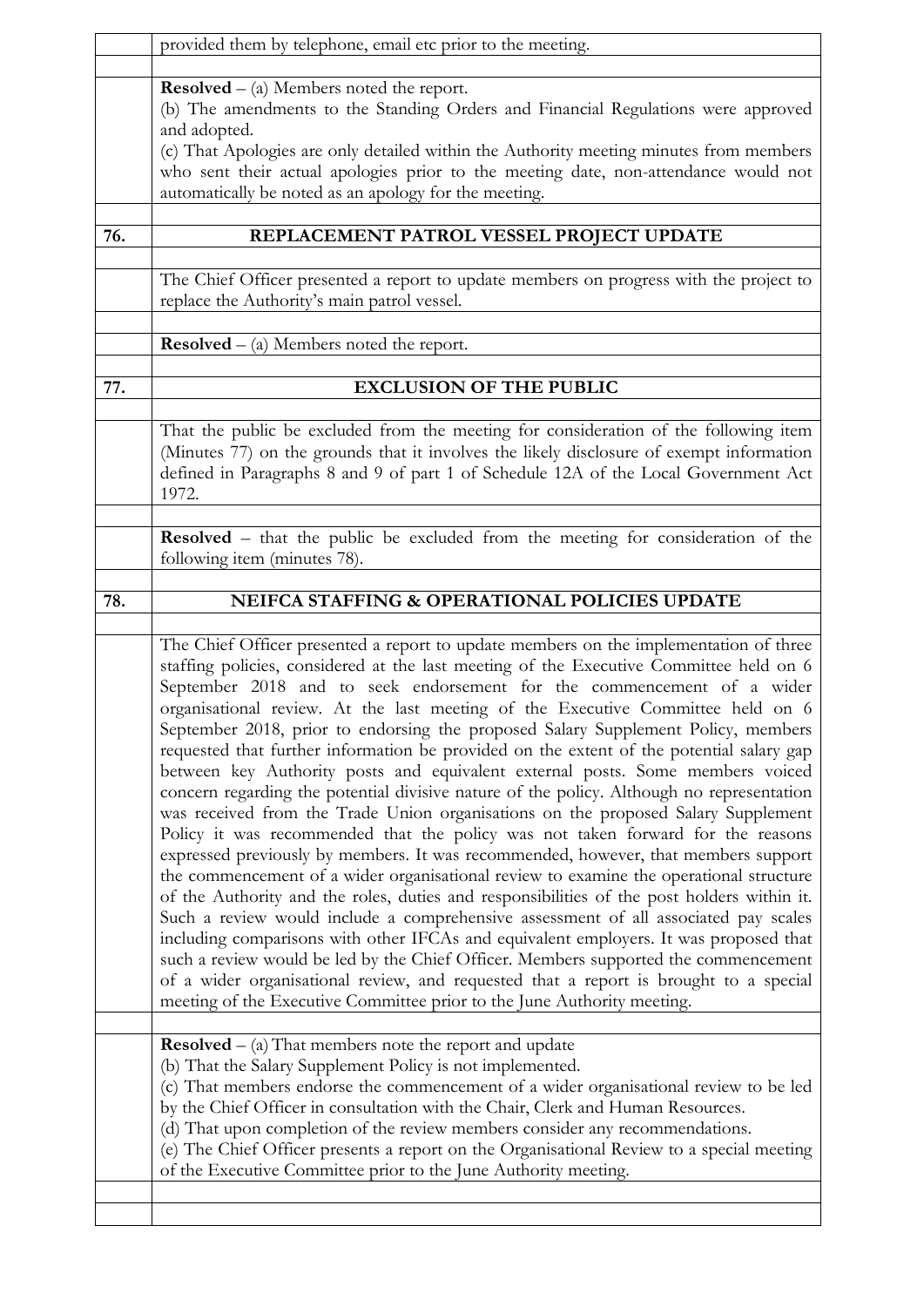provided them by telephone, email etc prior to the meeting.

**Resolved** – (a) Members noted the report.
(b) The amendments to the Standing Orders and Financial Regulations were approved and adopted.
(c) That Apologies are only detailed within the Authority meeting minutes from members who sent their actual apologies prior to the meeting date, non-attendance would not automatically be noted as an apology for the meeting.

## 76. REPLACEMENT PATROL VESSEL PROJECT UPDATE

The Chief Officer presented a report to update members on progress with the project to replace the Authority's main patrol vessel.

**Resolved** – (a) Members noted the report.

## 77. EXCLUSION OF THE PUBLIC

That the public be excluded from the meeting for consideration of the following item (Minutes 77) on the grounds that it involves the likely disclosure of exempt information defined in Paragraphs 8 and 9 of part 1 of Schedule 12A of the Local Government Act 1972.

**Resolved** – that the public be excluded from the meeting for consideration of the following item (minutes 78).

## 78. NEIFCA STAFFING & OPERATIONAL POLICIES UPDATE

The Chief Officer presented a report to update members on the implementation of three staffing policies, considered at the last meeting of the Executive Committee held on 6 September 2018 and to seek endorsement for the commencement of a wider organisational review. At the last meeting of the Executive Committee held on 6 September 2018, prior to endorsing the proposed Salary Supplement Policy, members requested that further information be provided on the extent of the potential salary gap between key Authority posts and equivalent external posts. Some members voiced concern regarding the potential divisive nature of the policy. Although no representation was received from the Trade Union organisations on the proposed Salary Supplement Policy it was recommended that the policy was not taken forward for the reasons expressed previously by members. It was recommended, however, that members support the commencement of a wider organisational review to examine the operational structure of the Authority and the roles, duties and responsibilities of the post holders within it. Such a review would include a comprehensive assessment of all associated pay scales including comparisons with other IFCAs and equivalent employers. It was proposed that such a review would be led by the Chief Officer. Members supported the commencement of a wider organisational review, and requested that a report is brought to a special meeting of the Executive Committee prior to the June Authority meeting.

**Resolved** – (a) That members note the report and update
(b) That the Salary Supplement Policy is not implemented.
(c) That members endorse the commencement of a wider organisational review to be led by the Chief Officer in consultation with the Chair, Clerk and Human Resources.
(d) That upon completion of the review members consider any recommendations.
(e) The Chief Officer presents a report on the Organisational Review to a special meeting of the Executive Committee prior to the June Authority meeting.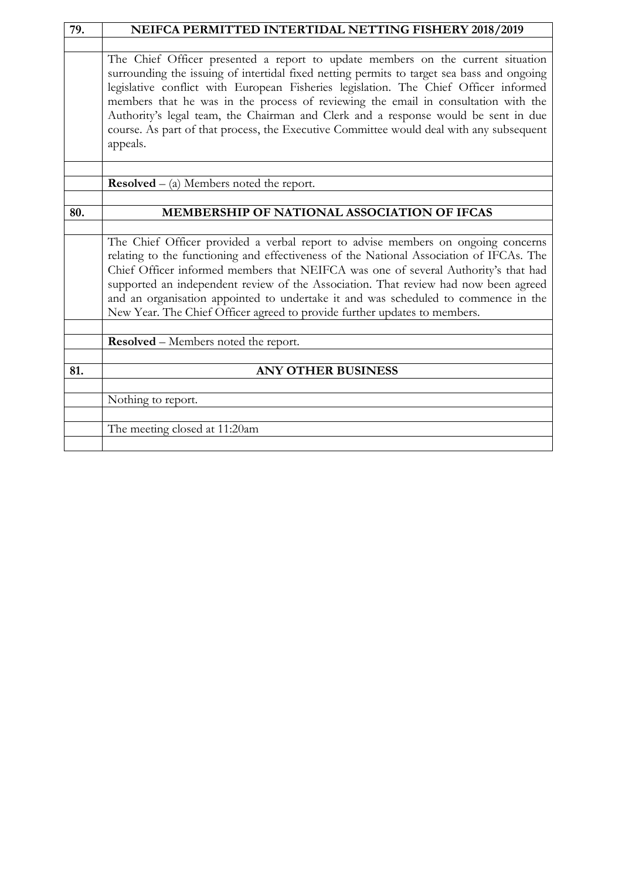| | |
|---|---|
| **79.** | **NEIFCA PERMITTED INTERTIDAL NETTING FISHERY 2018/2019** |
| | |
| | The Chief Officer presented a report to update members on the current situation surrounding the issuing of intertidal fixed netting permits to target sea bass and ongoing legislative conflict with European Fisheries legislation. The Chief Officer informed members that he was in the process of reviewing the email in consultation with the Authority's legal team, the Chairman and Clerk and a response would be sent in due course. As part of that process, the Executive Committee would deal with any subsequent appeals. |
| | |
| | **Resolved** – (a) Members noted the report. |
| | |
| **80.** | **MEMBERSHIP OF NATIONAL ASSOCIATION OF IFCAS** |
| | |
| | The Chief Officer provided a verbal report to advise members on ongoing concerns relating to the functioning and effectiveness of the National Association of IFCAs. The Chief Officer informed members that NEIFCA was one of several Authority's that had supported an independent review of the Association. That review had now been agreed and an organisation appointed to undertake it and was scheduled to commence in the New Year. The Chief Officer agreed to provide further updates to members. |
| | |
| | **Resolved** – Members noted the report. |
| | |
| **81.** | **ANY OTHER BUSINESS** |
| | |
| | Nothing to report. |
| | |
| | The meeting closed at 11:20am |
| | |